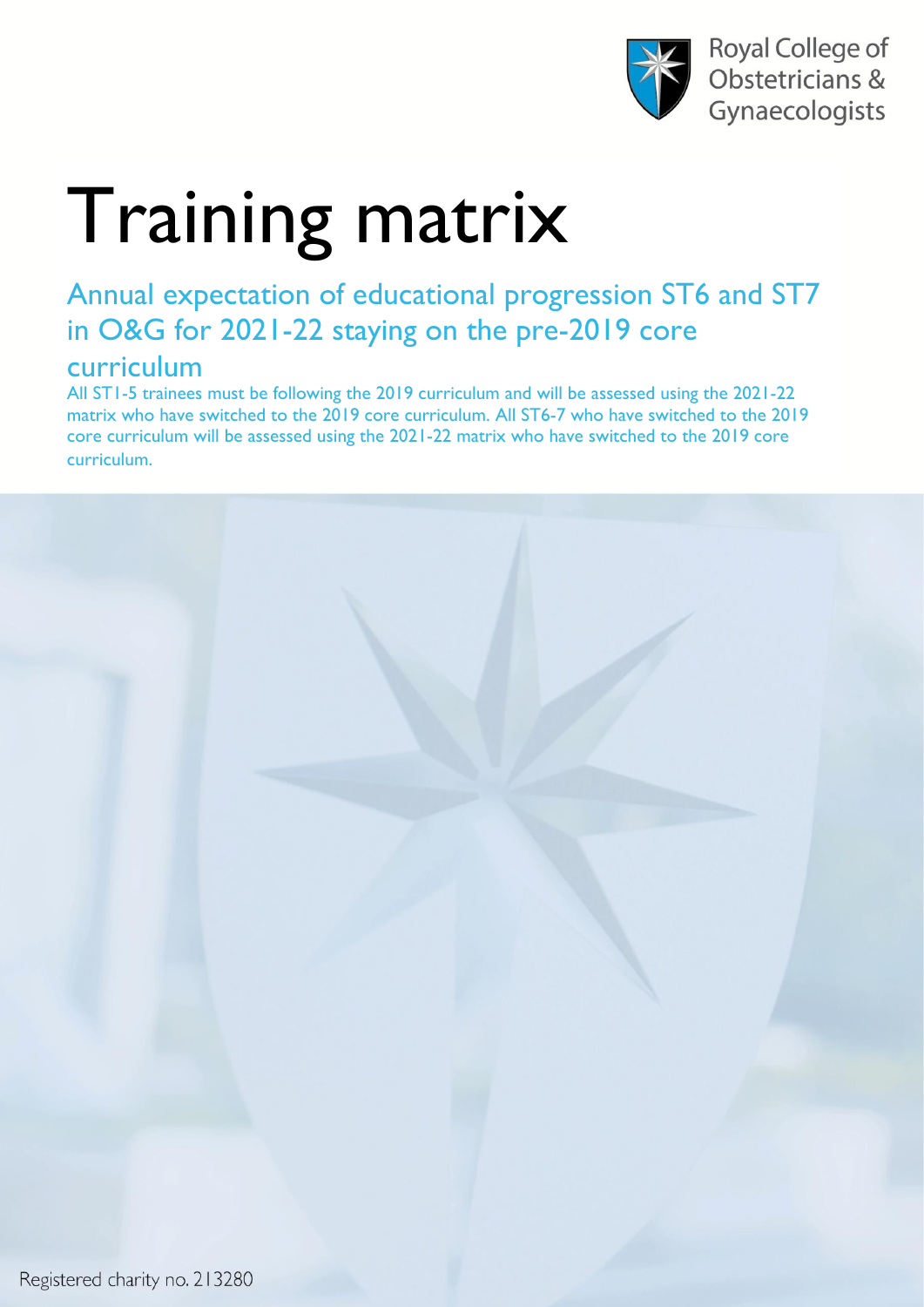Royal College of Obstetricians & Gynaecologists

# Training matrix

## Annual expectation of educational progression ST6 and ST7 in O&G for 2021-22 staying on the pre-2019 core curriculum

All ST1-5 trainees must be following the 2019 curriculum and will be assessed using the 2021-22 matrix who have switched to the 2019 core curriculum. All ST6-7 who have switched to the 2019 core curriculum will be assessed using the 2021-22 matrix who have switched to the 2019 core curriculum.

Registered charity no. 213280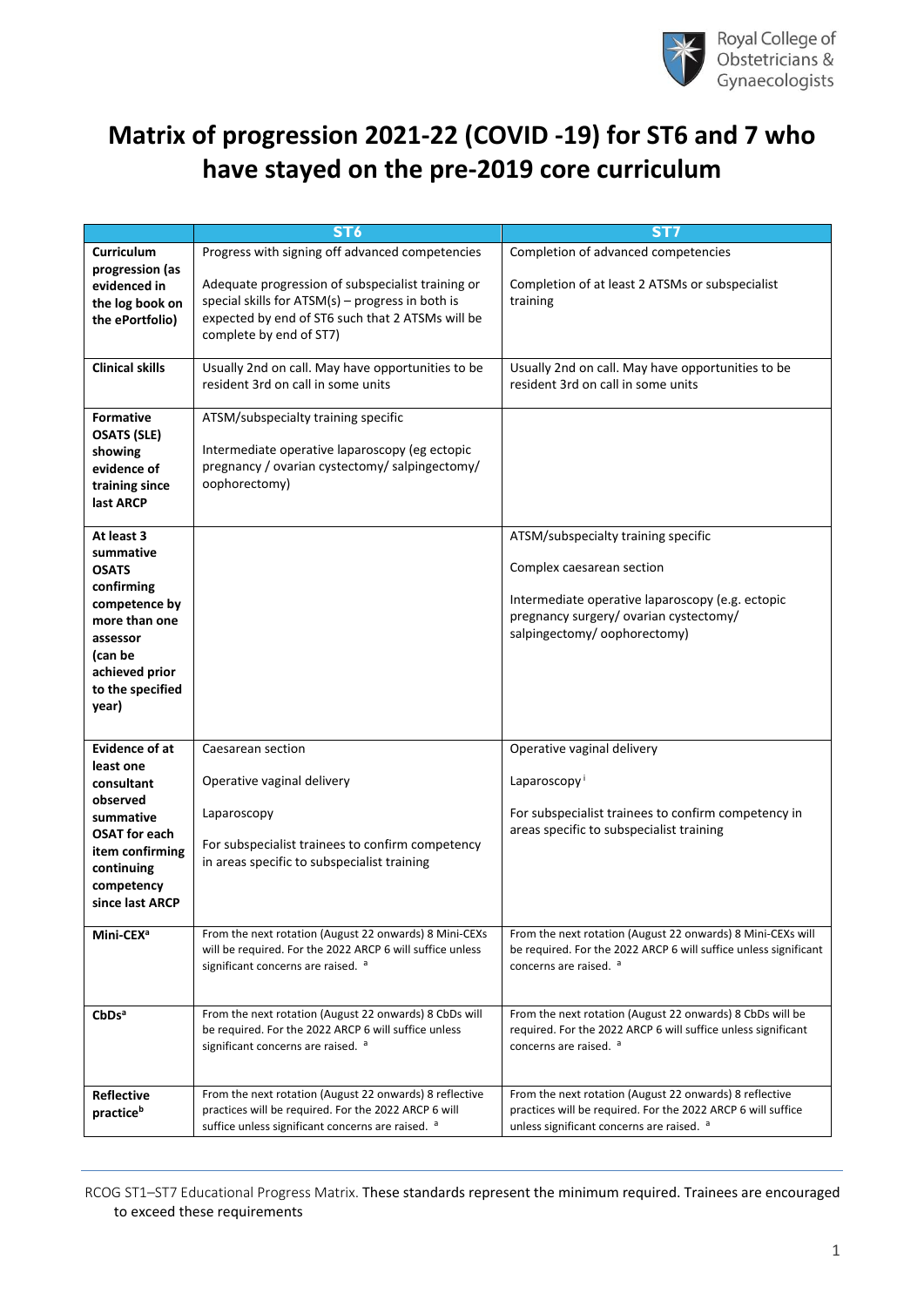# Matrix of progression 2021-22 (COVID -19) for ST6 and 7 who have stayed on the pre-2019 core curriculum

| | ST6 | ST7 |
|---|---|---|
| **Curriculum progression (as evidenced in the log book on the ePortfolio)** | Progress with signing off advanced competencies<br><br>Adequate progression of subspecialist training or special skills for ATSM(s) – progress in both is expected by end of ST6 such that 2 ATSMs will be complete by end of ST7) | Completion of advanced competencies<br><br>Completion of at least 2 ATSMs or subspecialist training |
| **Clinical skills** | Usually 2nd on call. May have opportunities to be resident 3rd on call in some units | Usually 2nd on call. May have opportunities to be resident 3rd on call in some units |
| **Formative OSATS (SLE) showing evidence of training since last ARCP** | ATSM/subspecialty training specific<br><br>Intermediate operative laparoscopy (eg ectopic pregnancy / ovarian cystectomy/ salpingectomy/ oophorectomy) | |
| **At least 3 summative OSATS confirming competence by more than one assessor (can be achieved prior to the specified year)** | | ATSM/subspecialty training specific<br><br>Complex caesarean section<br><br>Intermediate operative laparoscopy (e.g. ectopic pregnancy surgery/ ovarian cystectomy/ salpingectomy/ oophorectomy) |
| **Evidence of at least one consultant observed summative OSAT for each item confirming continuing competency since last ARCP** | Caesarean section<br><br>Operative vaginal delivery<br><br>Laparoscopy<br><br>For subspecialist trainees to confirm competency in areas specific to subspecialist training | Operative vaginal delivery<br><br>Laparoscopy [i]<br><br>For subspecialist trainees to confirm competency in areas specific to subspecialist training |
| **Mini-CEX[a]** | From the next rotation (August 22 onwards) 8 Mini-CEXs will be required. For the 2022 ARCP 6 will suffice unless significant concerns are raised. [a] | From the next rotation (August 22 onwards) 8 Mini-CEXs will be required. For the 2022 ARCP 6 will suffice unless significant concerns are raised. [a] |
| **CbDs[a]** | From the next rotation (August 22 onwards) 8 CbDs will be required. For the 2022 ARCP 6 will suffice unless significant concerns are raised. [a] | From the next rotation (August 22 onwards) 8 CbDs will be required. For the 2022 ARCP 6 will suffice unless significant concerns are raised. [a] |
| **Reflective practice[b]** | From the next rotation (August 22 onwards) 8 reflective practices will be required. For the 2022 ARCP 6 will suffice unless significant concerns are raised. [a] | From the next rotation (August 22 onwards) 8 reflective practices will be required. For the 2022 ARCP 6 will suffice unless significant concerns are raised. [a] |

RCOG ST1–ST7 Educational Progress Matrix. These standards represent the minimum required. Trainees are encouraged to exceed these requirements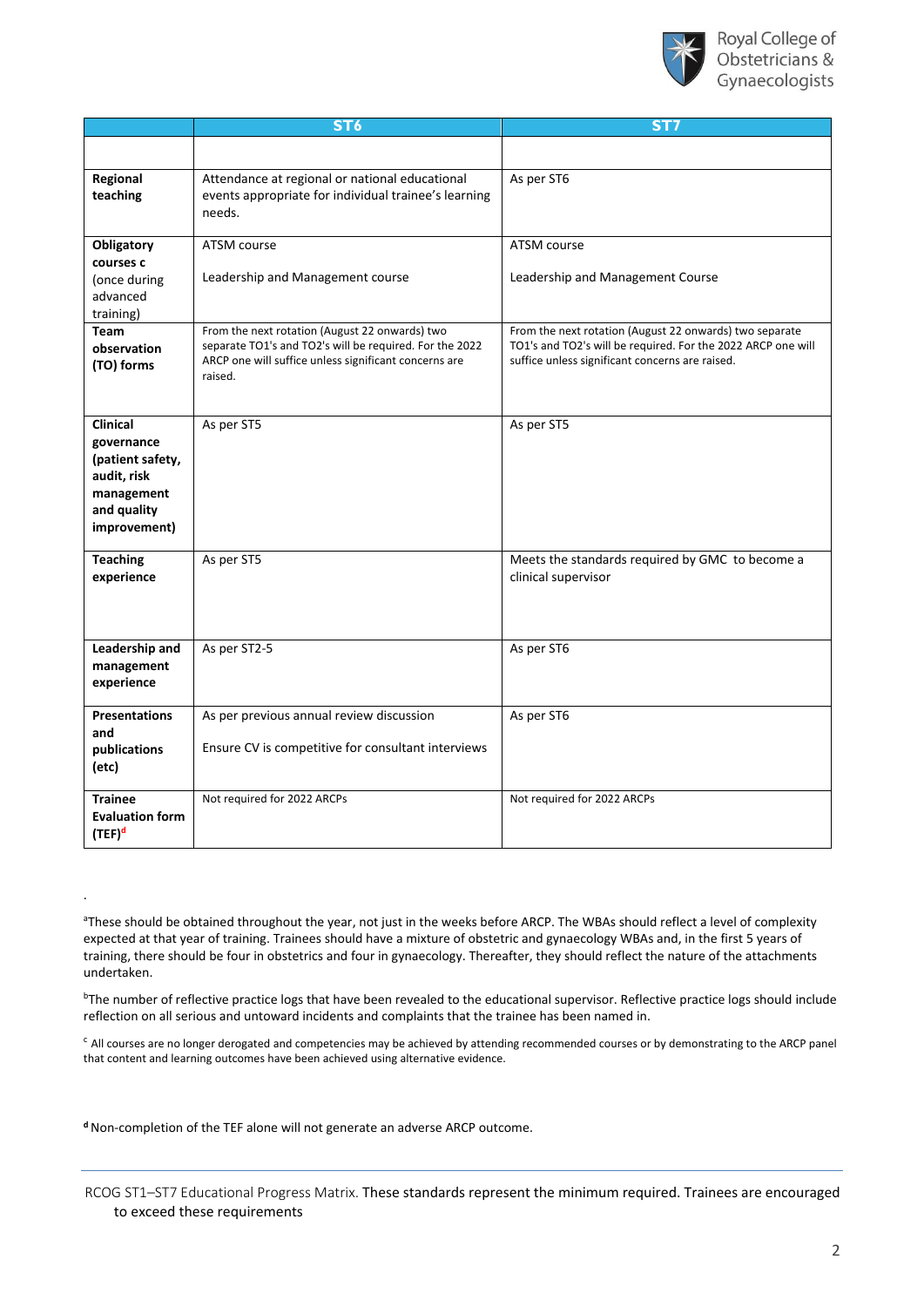| | ST6 | ST7 |
|---|---|---|
| | | |
| **Regional teaching** | Attendance at regional or national educational events appropriate for individual trainee's learning needs. | As per ST6 |
| **Obligatory courses c** (once during advanced training) | ATSM course<br><br>Leadership and Management course | ATSM course<br><br>Leadership and Management Course |
| **Team observation (TO) forms** | From the next rotation (August 22 onwards) two separate TO1's and TO2's will be required. For the 2022 ARCP one will suffice unless significant concerns are raised. | From the next rotation (August 22 onwards) two separate TO1's and TO2's will be required. For the 2022 ARCP one will suffice unless significant concerns are raised. |
| **Clinical governance (patient safety, audit, risk management and quality improvement)** | As per ST5 | As per ST5 |
| **Teaching experience** | As per ST5 | Meets the standards required by GMC to become a clinical supervisor |
| **Leadership and management experience** | As per ST2-5 | As per ST6 |
| **Presentations and publications (etc)** | As per previous annual review discussion<br><br>Ensure CV is competitive for consultant interviews | As per ST6 |
| **Trainee Evaluation form (TEF)**[d] | Not required for 2022 ARCPs | Not required for 2022 ARCPs |

[a]These should be obtained throughout the year, not just in the weeks before ARCP. The WBAs should reflect a level of complexity expected at that year of training. Trainees should have a mixture of obstetric and gynaecology WBAs and, in the first 5 years of training, there should be four in obstetrics and four in gynaecology. Thereafter, they should reflect the nature of the attachments undertaken.

[b]The number of reflective practice logs that have been revealed to the educational supervisor. Reflective practice logs should include reflection on all serious and untoward incidents and complaints that the trainee has been named in.

[c] All courses are no longer derogated and competencies may be achieved by attending recommended courses or by demonstrating to the ARCP panel that content and learning outcomes have been achieved using alternative evidence.

[d] Non-completion of the TEF alone will not generate an adverse ARCP outcome.

RCOG ST1–ST7 Educational Progress Matrix. These standards represent the minimum required. Trainees are encouraged to exceed these requirements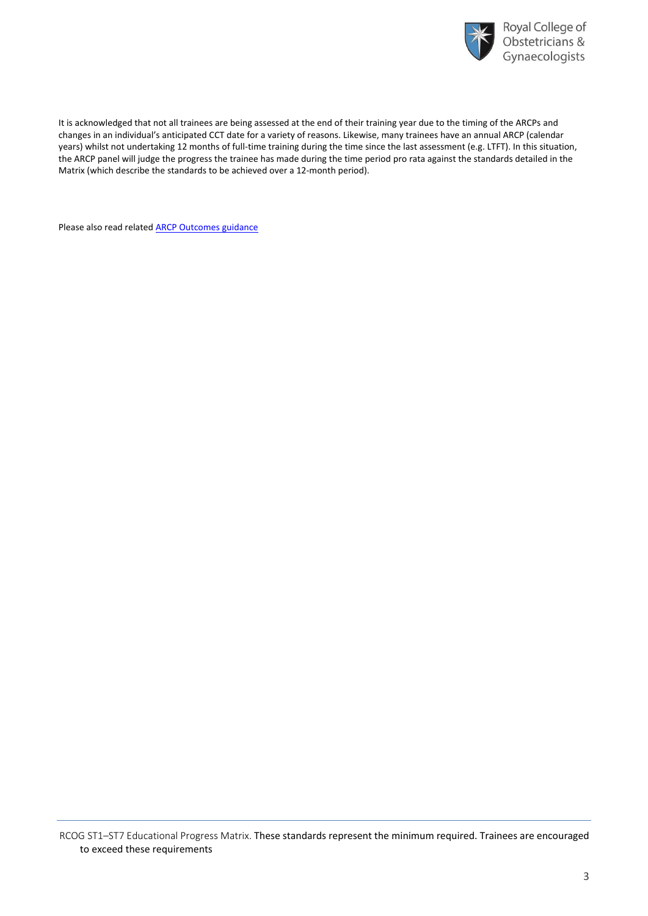It is acknowledged that not all trainees are being assessed at the end of their training year due to the timing of the ARCPs and changes in an individual's anticipated CCT date for a variety of reasons. Likewise, many trainees have an annual ARCP (calendar years) whilst not undertaking 12 months of full-time training during the time since the last assessment (e.g. LTFT). In this situation, the ARCP panel will judge the progress the trainee has made during the time period pro rata against the standards detailed in the Matrix (which describe the standards to be achieved over a 12-month period).

Please also read related ARCP Outcomes guidance